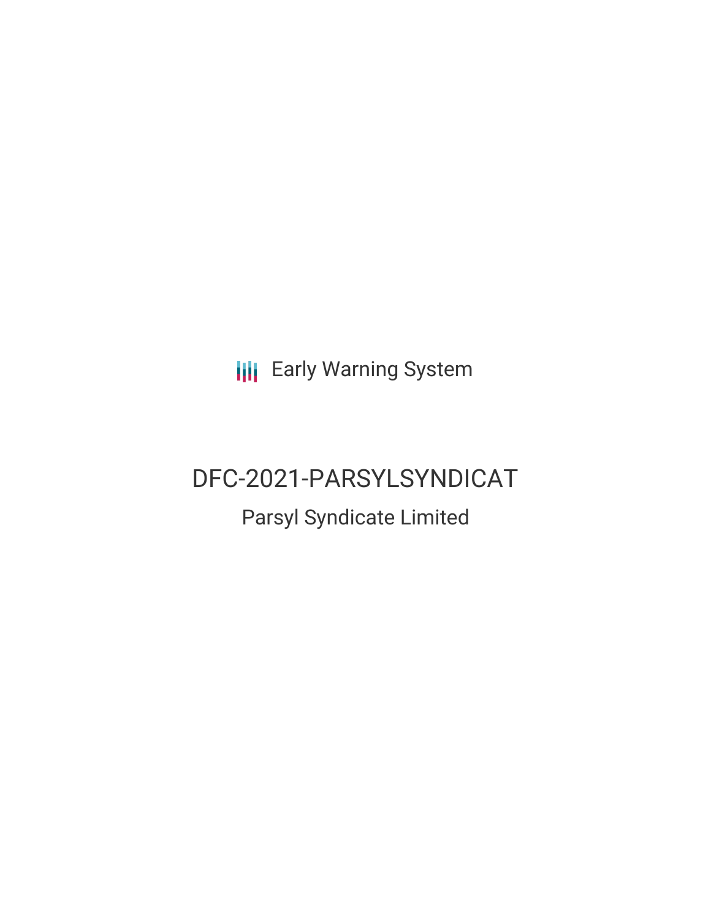Early Warning System

# DFC-2021-PARSYLSYNDICAT

## Parsyl Syndicate Limited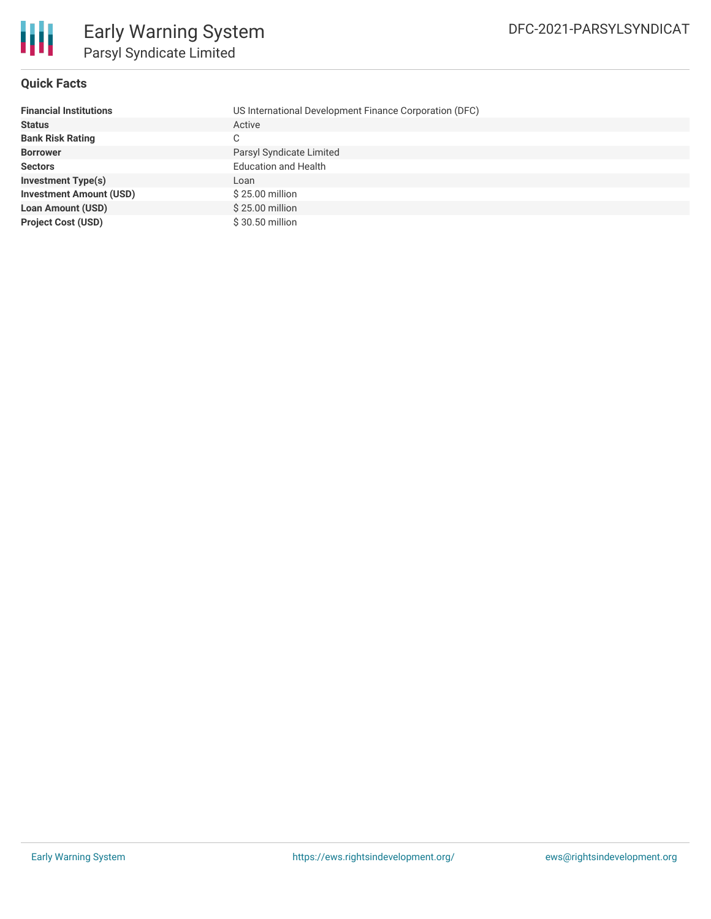# Early Warning System

## Parsyl Syndicate Limited

DFC-2021-PARSYLSYNDICAT

### Quick Facts

| | |
|---|---|
| **Financial Institutions** | US International Development Finance Corporation (DFC) |
| **Status** | Active |
| **Bank Risk Rating** | C |
| **Borrower** | Parsyl Syndicate Limited |
| **Sectors** | Education and Health |
| **Investment Type(s)** | Loan |
| **Investment Amount (USD)** | $ 25.00 million |
| **Loan Amount (USD)** | $ 25.00 million |
| **Project Cost (USD)** | $ 30.50 million |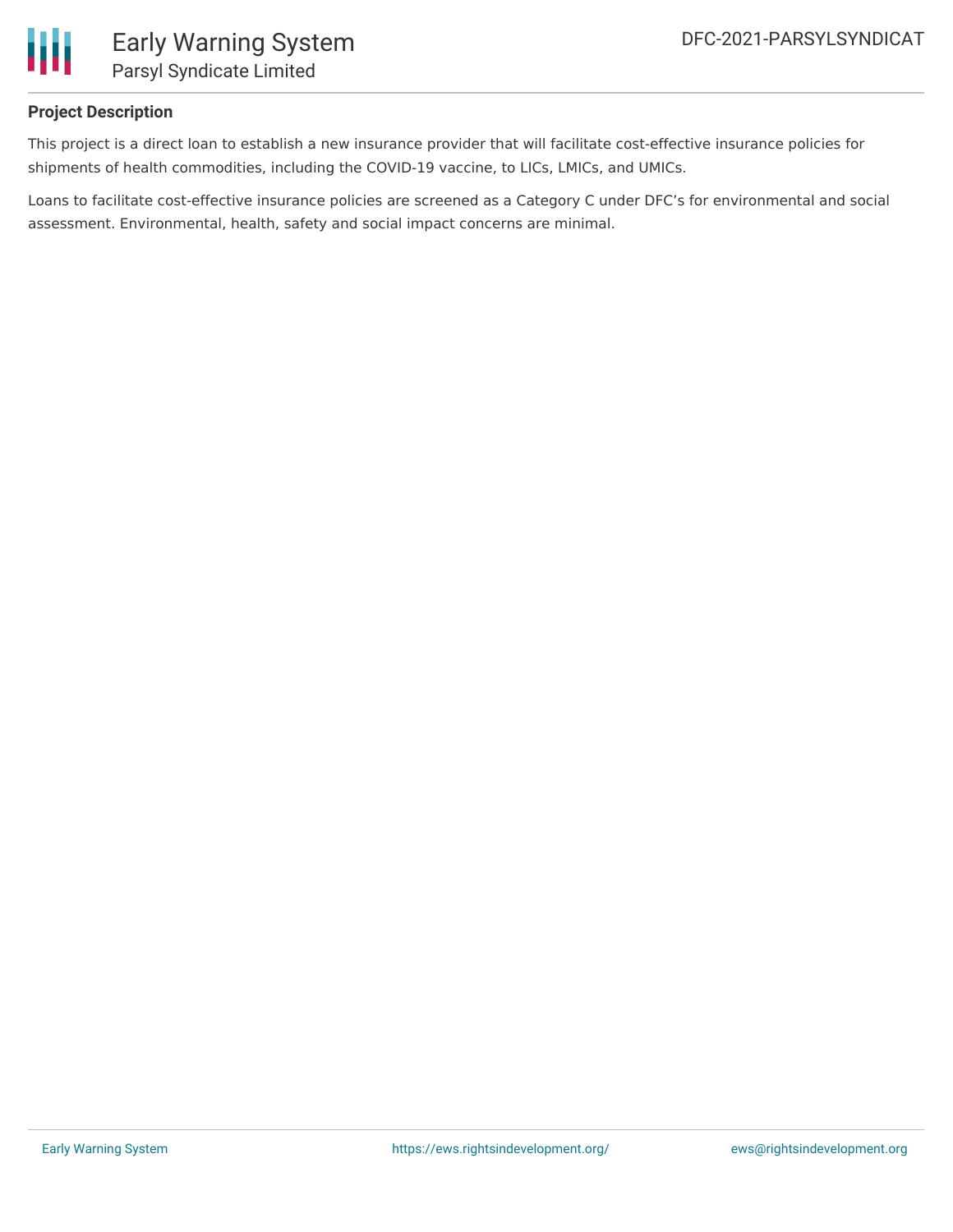**Project Description**

This project is a direct loan to establish a new insurance provider that will facilitate cost-effective insurance policies for shipments of health commodities, including the COVID-19 vaccine, to LICs, LMICs, and UMICs.

Loans to facilitate cost-effective insurance policies are screened as a Category C under DFC’s for environmental and social assessment. Environmental, health, safety and social impact concerns are minimal.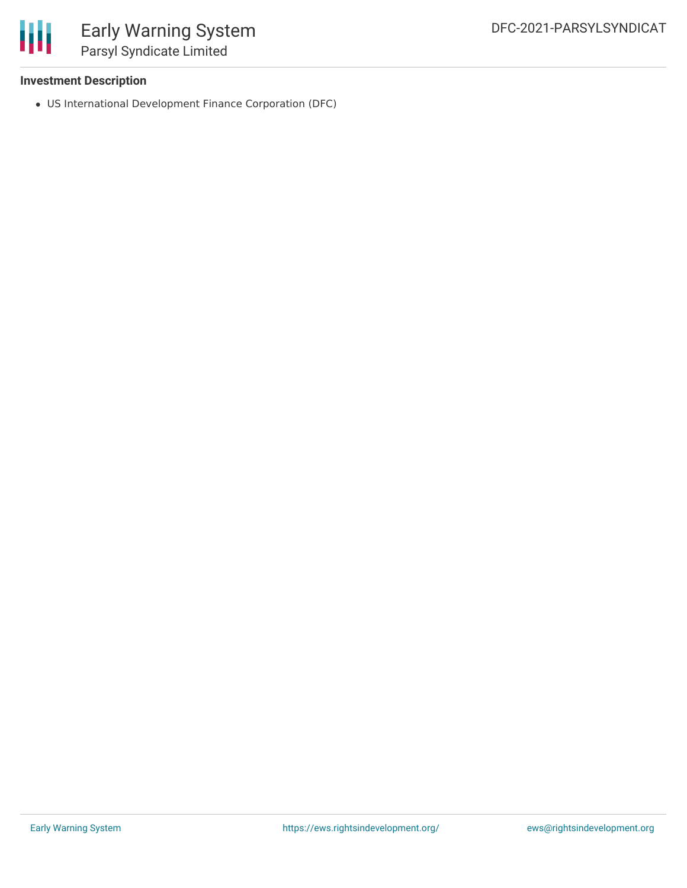**Investment Description**

- US International Development Finance Corporation (DFC)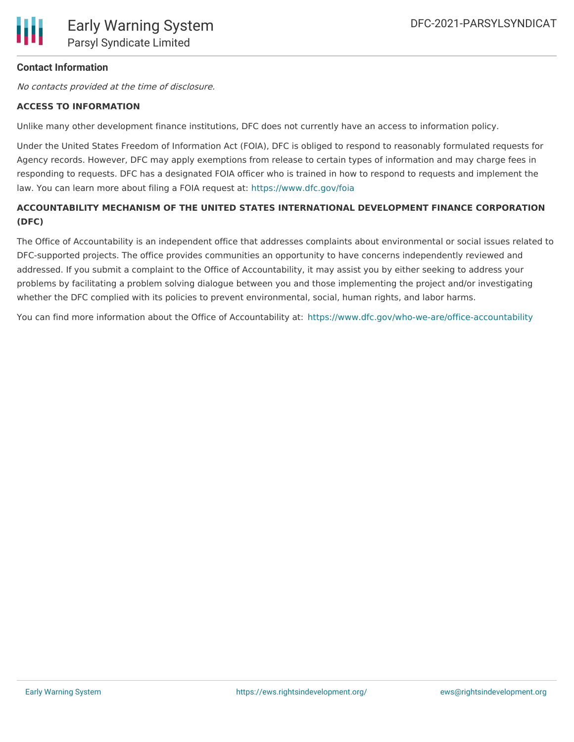**Contact Information**

*No contacts provided at the time of disclosure.*

**ACCESS TO INFORMATION**

Unlike many other development finance institutions, DFC does not currently have an access to information policy.

Under the United States Freedom of Information Act (FOIA), DFC is obliged to respond to reasonably formulated requests for Agency records. However, DFC may apply exemptions from release to certain types of information and may charge fees in responding to requests. DFC has a designated FOIA officer who is trained in how to respond to requests and implement the law. You can learn more about filing a FOIA request at: https://www.dfc.gov/foia

**ACCOUNTABILITY MECHANISM OF THE UNITED STATES INTERNATIONAL DEVELOPMENT FINANCE CORPORATION (DFC)**

The Office of Accountability is an independent office that addresses complaints about environmental or social issues related to DFC-supported projects. The office provides communities an opportunity to have concerns independently reviewed and addressed. If you submit a complaint to the Office of Accountability, it may assist you by either seeking to address your problems by facilitating a problem solving dialogue between you and those implementing the project and/or investigating whether the DFC complied with its policies to prevent environmental, social, human rights, and labor harms.

You can find more information about the Office of Accountability at: https://www.dfc.gov/who-we-are/office-accountability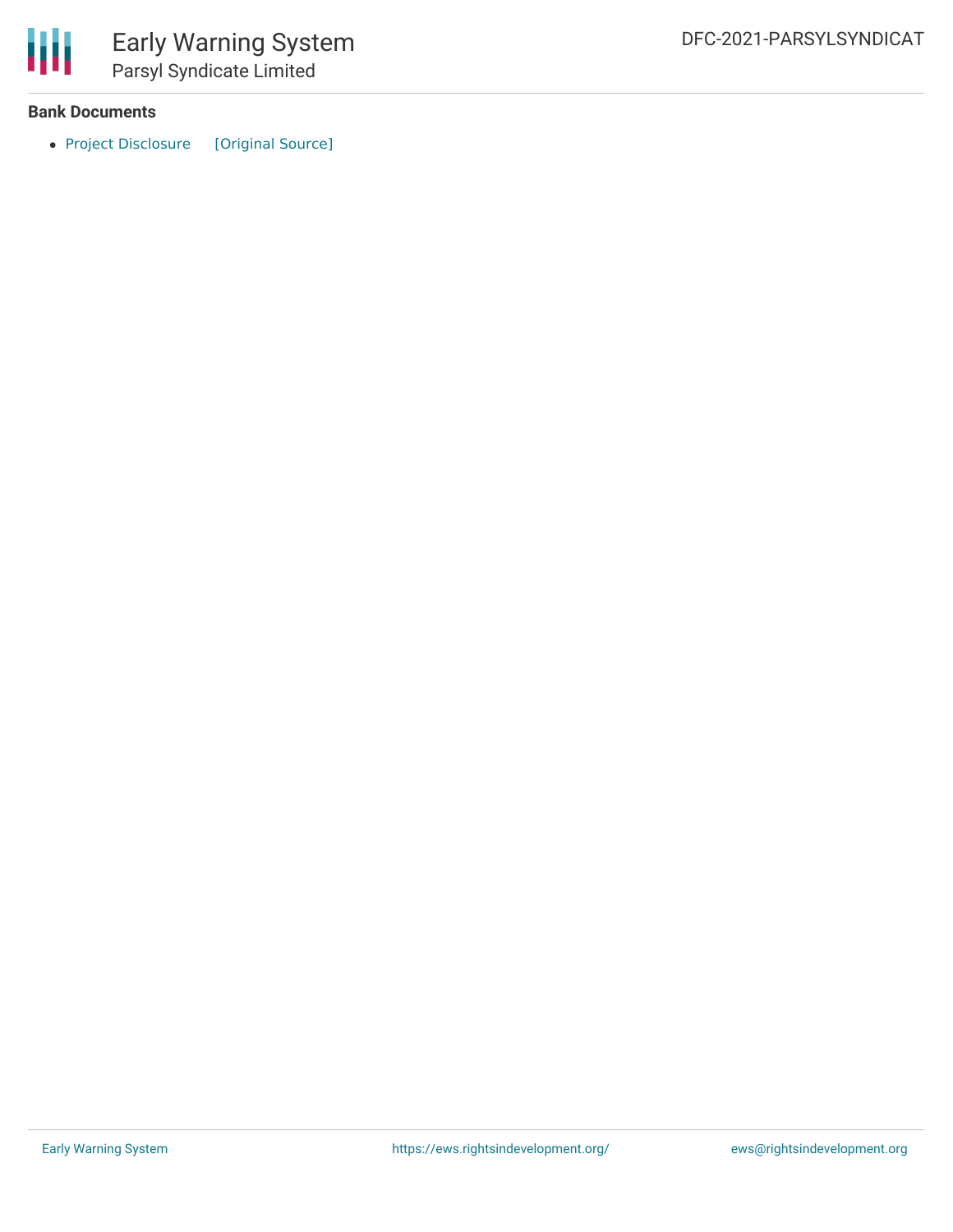**Bank Documents**

- Project Disclosure [Original Source]